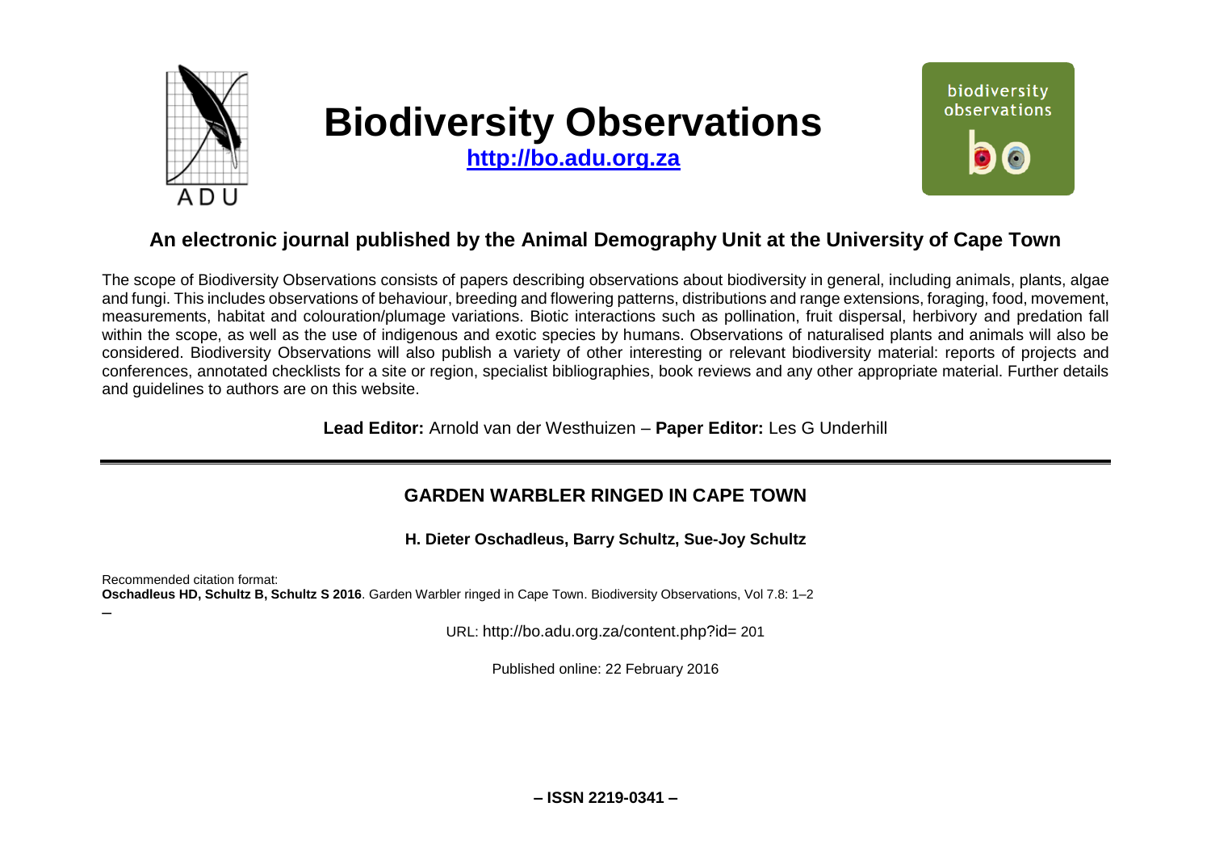# Biodiversity Observations

**http://bo.adu.org.za**

## An electronic journal published by the Animal Demography Unit at the University of Cape Town

The scope of Biodiversity Observations consists of papers describing observations about biodiversity in general, including animals, plants, algae and fungi. This includes observations of behaviour, breeding and flowering patterns, distributions and range extensions, foraging, food, movement, measurements, habitat and colouration/plumage variations. Biotic interactions such as pollination, fruit dispersal, herbivory and predation fall within the scope, as well as the use of indigenous and exotic species by humans. Observations of naturalised plants and animals will also be considered. Biodiversity Observations will also publish a variety of other interesting or relevant biodiversity material: reports of projects and conferences, annotated checklists for a site or region, specialist bibliographies, book reviews and any other appropriate material. Further details and guidelines to authors are on this website.

**Lead Editor:** Arnold van der Westhuizen – **Paper Editor:** Les G Underhill

---

## GARDEN WARBLER RINGED IN CAPE TOWN

**H. Dieter Oschadleus, Barry Schultz, Sue-Joy Schultz**

Recommended citation format:
**Oschadleus HD, Schultz B, Schultz S 2016**. Garden Warbler ringed in Cape Town. Biodiversity Observations, Vol 7.8: 1–2

–

URL: http://bo.adu.org.za/content.php?id= 201

Published online: 22 February 2016

**– ISSN 2219-0341 –**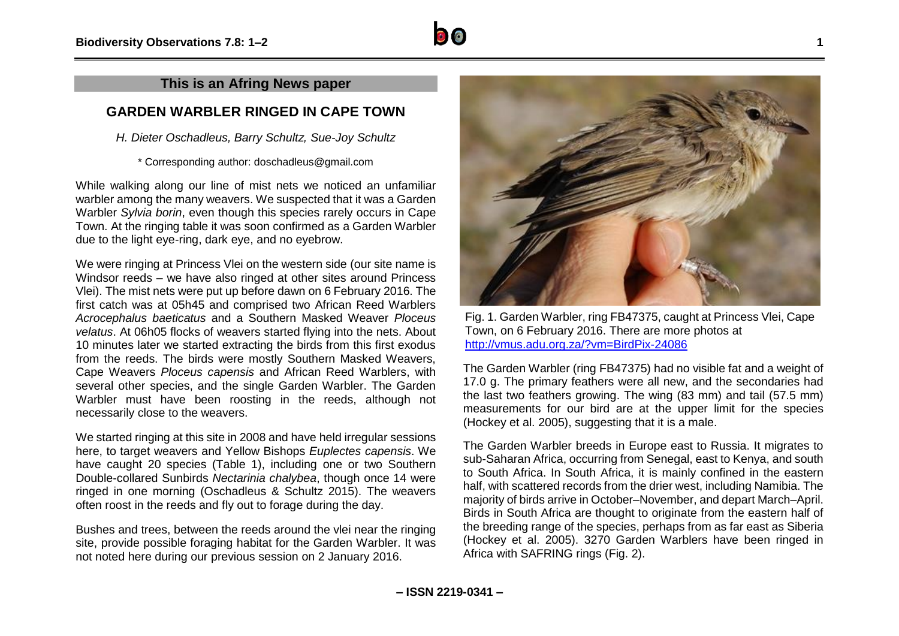## This is an Afring News paper

# GARDEN WARBLER RINGED IN CAPE TOWN

*H. Dieter Oschadleus, Barry Schultz, Sue-Joy Schultz*

\* Corresponding author: doschadleus@gmail.com

While walking along our line of mist nets we noticed an unfamiliar warbler among the many weavers. We suspected that it was a Garden Warbler *Sylvia borin*, even though this species rarely occurs in Cape Town. At the ringing table it was soon confirmed as a Garden Warbler due to the light eye-ring, dark eye, and no eyebrow.

We were ringing at Princess Vlei on the western side (our site name is Windsor reeds – we have also ringed at other sites around Princess Vlei). The mist nets were put up before dawn on 6 February 2016. The first catch was at 05h45 and comprised two African Reed Warblers *Acrocephalus baeticatus* and a Southern Masked Weaver *Ploceus velatus*. At 06h05 flocks of weavers started flying into the nets. About 10 minutes later we started extracting the birds from this first exodus from the reeds. The birds were mostly Southern Masked Weavers, Cape Weavers *Ploceus capensis* and African Reed Warblers, with several other species, and the single Garden Warbler. The Garden Warbler must have been roosting in the reeds, although not necessarily close to the weavers.

We started ringing at this site in 2008 and have held irregular sessions here, to target weavers and Yellow Bishops *Euplectes capensis*. We have caught 20 species (Table 1), including one or two Southern Double-collared Sunbirds *Nectarinia chalybea*, though once 14 were ringed in one morning (Oschadleus & Schultz 2015). The weavers often roost in the reeds and fly out to forage during the day.

Bushes and trees, between the reeds around the vlei near the ringing site, provide possible foraging habitat for the Garden Warbler. It was not noted here during our previous session on 2 January 2016.

Fig. 1. Garden Warbler, ring FB47375, caught at Princess Vlei, Cape Town, on 6 February 2016. There are more photos at http://vmus.adu.org.za/?vm=BirdPix-24086

The Garden Warbler (ring FB47375) had no visible fat and a weight of 17.0 g. The primary feathers were all new, and the secondaries had the last two feathers growing. The wing (83 mm) and tail (57.5 mm) measurements for our bird are at the upper limit for the species (Hockey et al. 2005), suggesting that it is a male.

The Garden Warbler breeds in Europe east to Russia. It migrates to sub-Saharan Africa, occurring from Senegal, east to Kenya, and south to South Africa. In South Africa, it is mainly confined in the eastern half, with scattered records from the drier west, including Namibia. The majority of birds arrive in October–November, and depart March–April. Birds in South Africa are thought to originate from the eastern half of the breeding range of the species, perhaps from as far east as Siberia (Hockey et al. 2005). 3270 Garden Warblers have been ringed in Africa with SAFRING rings (Fig. 2).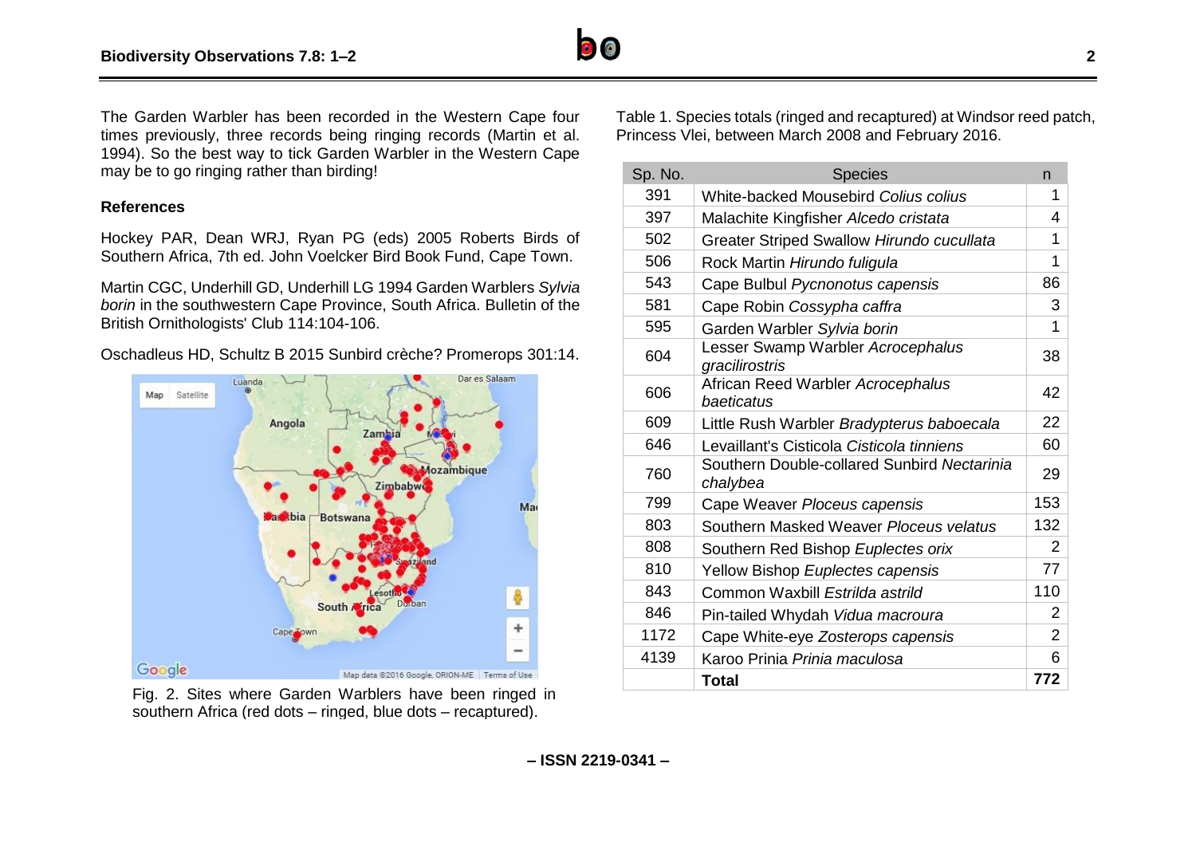The Garden Warbler has been recorded in the Western Cape four times previously, three records being ringing records (Martin et al. 1994). So the best way to tick Garden Warbler in the Western Cape may be to go ringing rather than birding!

## References

Hockey PAR, Dean WRJ, Ryan PG (eds) 2005 Roberts Birds of Southern Africa, 7th ed. John Voelcker Bird Book Fund, Cape Town.

Martin CGC, Underhill GD, Underhill LG 1994 Garden Warblers *Sylvia borin* in the southwestern Cape Province, South Africa. Bulletin of the British Ornithologists' Club 114:104-106.

Oschadleus HD, Schultz B 2015 Sunbird crèche? Promerops 301:14.

Luanda
Dar es Salaam
Map Satellite
Angola
Zambia
Malawi
Mozambique
Zimbabwe
Namibia
Botswana
Mad
Swaziland
Lesotho
South Africa
Durban
Cape Town
Google
Map data ©2016 Google, ORION-ME Terms of Use

Fig. 2. Sites where Garden Warblers have been ringed in southern Africa (red dots – ringed, blue dots – recaptured).

Table 1. Species totals (ringed and recaptured) at Windsor reed patch, Princess Vlei, between March 2008 and February 2016.

| Sp. No. | Species | n |
|---|---|---|
| 391 | White-backed Mousebird *Colius colius* | 1 |
| 397 | Malachite Kingfisher *Alcedo cristata* | 4 |
| 502 | Greater Striped Swallow *Hirundo cucullata* | 1 |
| 506 | Rock Martin *Hirundo fuligula* | 1 |
| 543 | Cape Bulbul *Pycnonotus capensis* | 86 |
| 581 | Cape Robin *Cossypha caffra* | 3 |
| 595 | Garden Warbler *Sylvia borin* | 1 |
| 604 | Lesser Swamp Warbler *Acrocephalus gracilirostris* | 38 |
| 606 | African Reed Warbler *Acrocephalus baeticatus* | 42 |
| 609 | Little Rush Warbler *Bradypterus baboecala* | 22 |
| 646 | Levaillant's Cisticola *Cisticola tinniens* | 60 |
| 760 | Southern Double-collared Sunbird *Nectarinia chalybea* | 29 |
| 799 | Cape Weaver *Ploceus capensis* | 153 |
| 803 | Southern Masked Weaver *Ploceus velatus* | 132 |
| 808 | Southern Red Bishop *Euplectes orix* | 2 |
| 810 | Yellow Bishop *Euplectes capensis* | 77 |
| 843 | Common Waxbill *Estrilda astrild* | 110 |
| 846 | Pin-tailed Whydah *Vidua macroura* | 2 |
| 1172 | Cape White-eye *Zosterops capensis* | 2 |
| 4139 | Karoo Prinia *Prinia maculosa* | 6 |
| | **Total** | **772** |

**– ISSN 2219-0341 –**